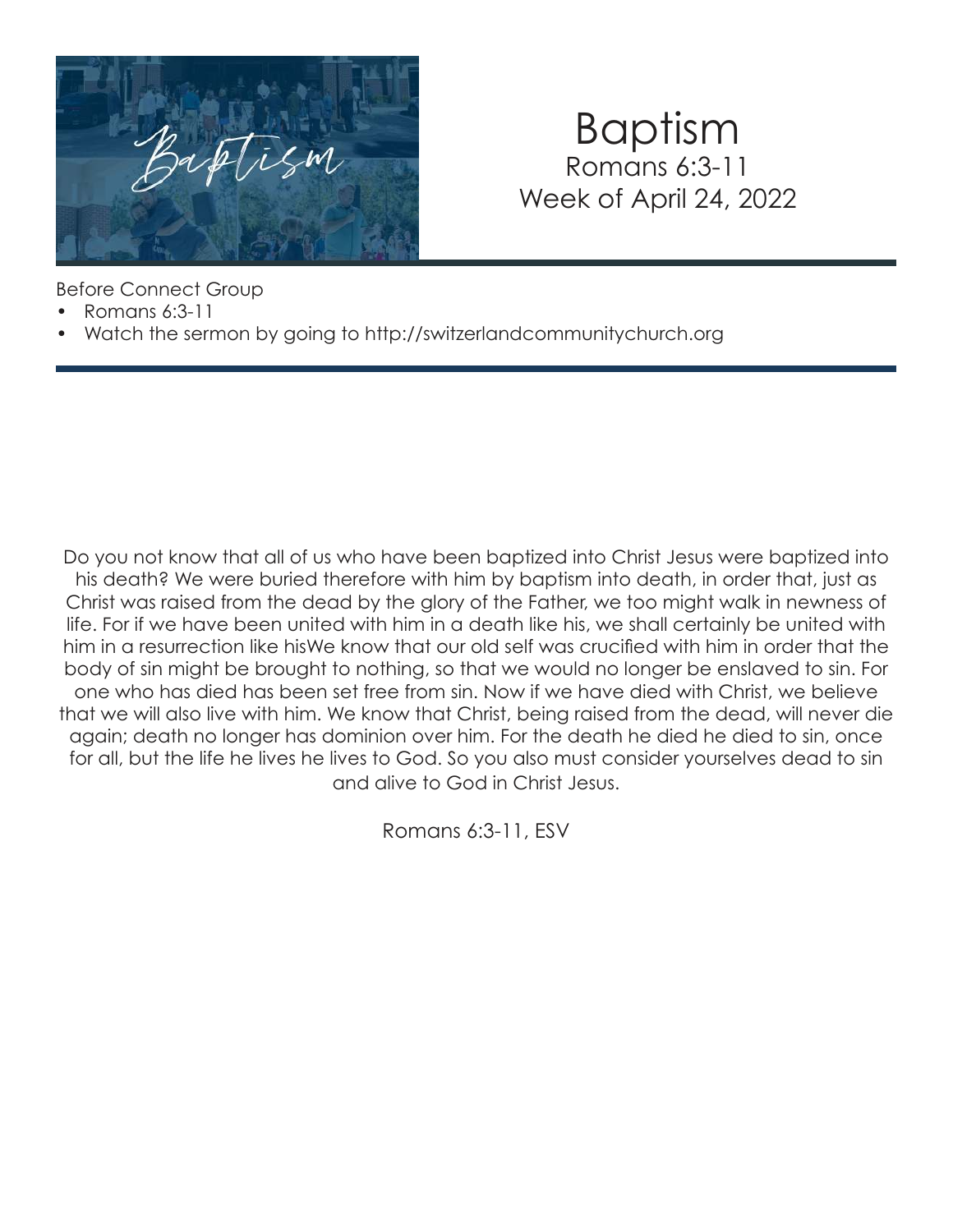# Baptism

Romans 6:3-11

Week of April 24, 2022

Before Connect Group

- Romans 6:3-11
- Watch the sermon by going to http://switzerlandcommunitychurch.org

Do you not know that all of us who have been baptized into Christ Jesus were baptized into his death? We were buried therefore with him by baptism into death, in order that, just as Christ was raised from the dead by the glory of the Father, we too might walk in newness of life. For if we have been united with him in a death like his, we shall certainly be united with him in a resurrection like hisWe know that our old self was crucified with him in order that the body of sin might be brought to nothing, so that we would no longer be enslaved to sin. For one who has died has been set free from sin. Now if we have died with Christ, we believe that we will also live with him. We know that Christ, being raised from the dead, will never die again; death no longer has dominion over him. For the death he died he died to sin, once for all, but the life he lives he lives to God. So you also must consider yourselves dead to sin and alive to God in Christ Jesus.

Romans 6:3-11, ESV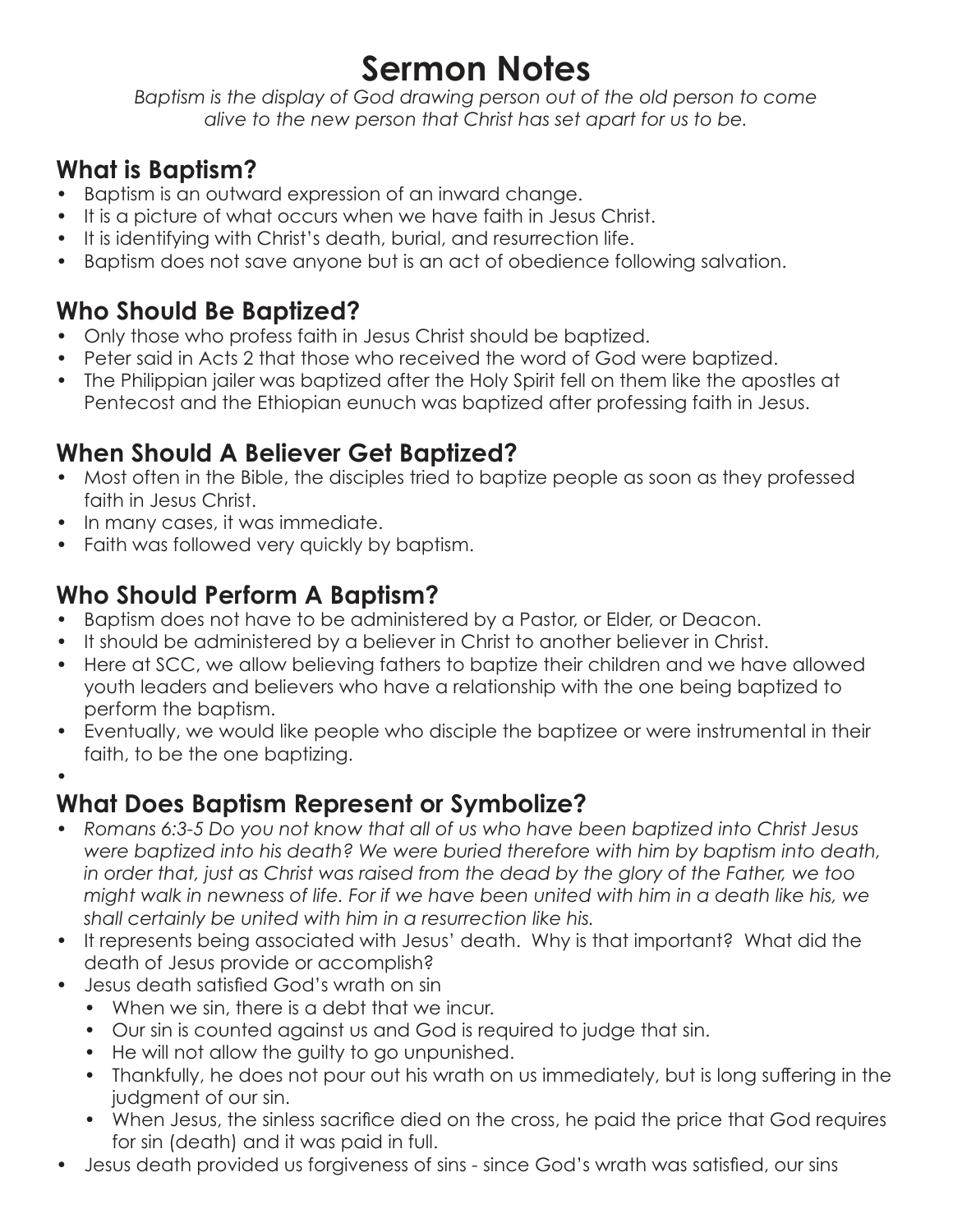# Sermon Notes

*Baptism is the display of God drawing person out of the old person to come alive to the new person that Christ has set apart for us to be.*

## What is Baptism?

- Baptism is an outward expression of an inward change.
- It is a picture of what occurs when we have faith in Jesus Christ.
- It is identifying with Christ's death, burial, and resurrection life.
- Baptism does not save anyone but is an act of obedience following salvation.

## Who Should Be Baptized?

- Only those who profess faith in Jesus Christ should be baptized.
- Peter said in Acts 2 that those who received the word of God were baptized.
- The Philippian jailer was baptized after the Holy Spirit fell on them like the apostles at Pentecost and the Ethiopian eunuch was baptized after professing faith in Jesus.

## When Should A Believer Get Baptized?

- Most often in the Bible, the disciples tried to baptize people as soon as they professed faith in Jesus Christ.
- In many cases, it was immediate.
- Faith was followed very quickly by baptism.

## Who Should Perform A Baptism?

- Baptism does not have to be administered by a Pastor, or Elder, or Deacon.
- It should be administered by a believer in Christ to another believer in Christ.
- Here at SCC, we allow believing fathers to baptize their children and we have allowed youth leaders and believers who have a relationship with the one being baptized to perform the baptism.
- Eventually, we would like people who disciple the baptizee or were instrumental in their faith, to be the one baptizing.
-

## What Does Baptism Represent or Symbolize?

- *Romans 6:3-5 Do you not know that all of us who have been baptized into Christ Jesus were baptized into his death? We were buried therefore with him by baptism into death, in order that, just as Christ was raised from the dead by the glory of the Father, we too might walk in newness of life. For if we have been united with him in a death like his, we shall certainly be united with him in a resurrection like his.*
- It represents being associated with Jesus' death. Why is that important? What did the death of Jesus provide or accomplish?
- Jesus death satisfied God's wrath on sin
  - When we sin, there is a debt that we incur.
  - Our sin is counted against us and God is required to judge that sin.
  - He will not allow the guilty to go unpunished.
  - Thankfully, he does not pour out his wrath on us immediately, but is long suffering in the judgment of our sin.
  - When Jesus, the sinless sacrifice died on the cross, he paid the price that God requires for sin (death) and it was paid in full.
- Jesus death provided us forgiveness of sins - since God's wrath was satisfied, our sins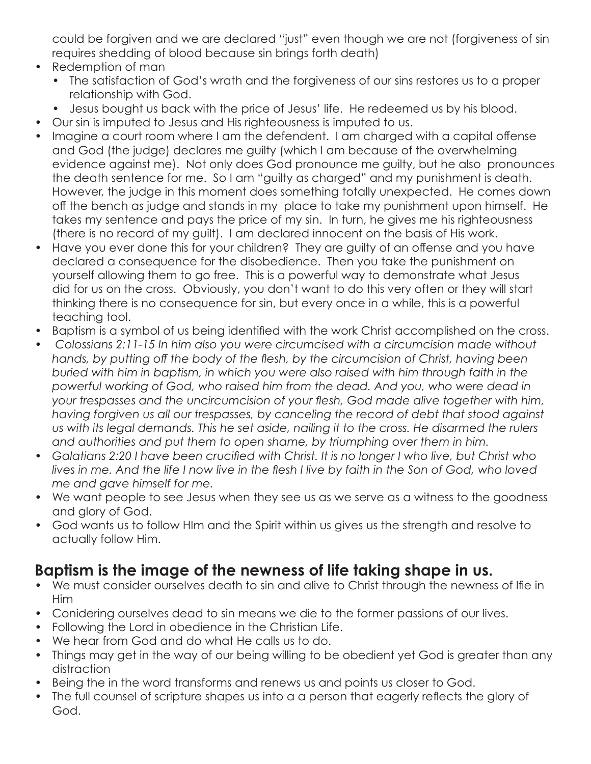could be forgiven and we are declared "just" even though we are not (forgiveness of sin requires shedding of blood because sin brings forth death)

- Redemption of man
  - The satisfaction of God's wrath and the forgiveness of our sins restores us to a proper relationship with God.
  - Jesus bought us back with the price of Jesus' life. He redeemed us by his blood.
- Our sin is imputed to Jesus and His righteousness is imputed to us.
- Imagine a court room where I am the defendent. I am charged with a capital offense and God (the judge) declares me guilty (which I am because of the overwhelming evidence against me). Not only does God pronounce me guilty, but he also pronounces the death sentence for me. So I am "guilty as charged" and my punishment is death. However, the judge in this moment does something totally unexpected. He comes down off the bench as judge and stands in my place to take my punishment upon himself. He takes my sentence and pays the price of my sin. In turn, he gives me his righteousness (there is no record of my guilt). I am declared innocent on the basis of His work.
- Have you ever done this for your children? They are guilty of an offense and you have declared a consequence for the disobedience. Then you take the punishment on yourself allowing them to go free. This is a powerful way to demonstrate what Jesus did for us on the cross. Obviously, you don't want to do this very often or they will start thinking there is no consequence for sin, but every once in a while, this is a powerful teaching tool.
- Baptism is a symbol of us being identified with the work Christ accomplished on the cross.
- *Colossians 2:11-15 In him also you were circumcised with a circumcision made without hands, by putting off the body of the flesh, by the circumcision of Christ, having been buried with him in baptism, in which you were also raised with him through faith in the powerful working of God, who raised him from the dead. And you, who were dead in your trespasses and the uncircumcision of your flesh, God made alive together with him, having forgiven us all our trespasses, by canceling the record of debt that stood against us with its legal demands. This he set aside, nailing it to the cross. He disarmed the rulers and authorities and put them to open shame, by triumphing over them in him.*
- *Galatians 2:20 I have been crucified with Christ. It is no longer I who live, but Christ who lives in me. And the life I now live in the flesh I live by faith in the Son of God, who loved me and gave himself for me.*
- We want people to see Jesus when they see us as we serve as a witness to the goodness and glory of God.
- God wants us to follow HIm and the Spirit within us gives us the strength and resolve to actually follow Him.

## Baptism is the image of the newness of life taking shape in us.

- We must consider ourselves death to sin and alive to Christ through the newness of lfie in Him
- Conidering ourselves dead to sin means we die to the former passions of our lives.
- Following the Lord in obedience in the Christian Life.
- We hear from God and do what He calls us to do.
- Things may get in the way of our being willing to be obedient yet God is greater than any distraction
- Being the in the word transforms and renews us and points us closer to God.
- The full counsel of scripture shapes us into a a person that eagerly reflects the glory of God.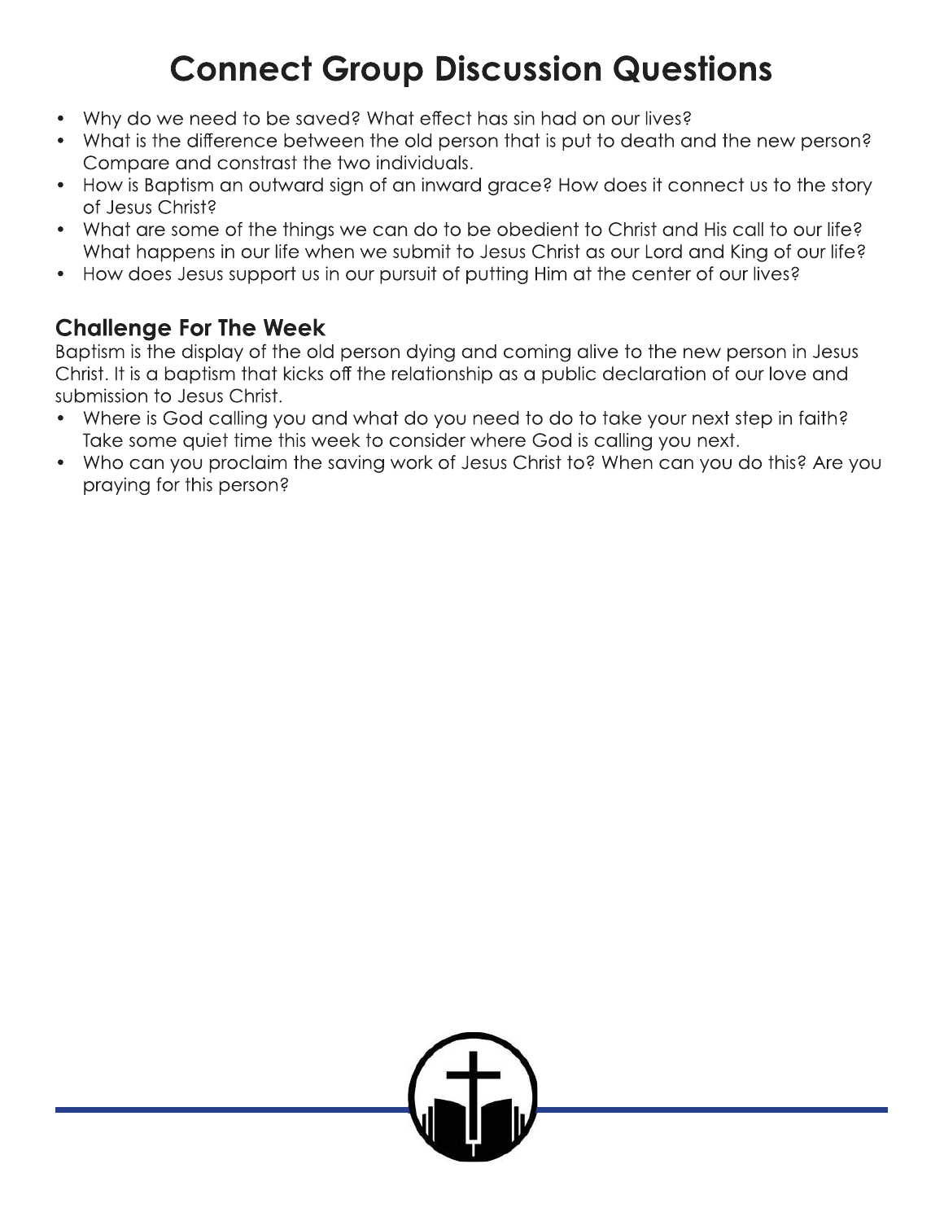# Connect Group Discussion Questions

- Why do we need to be saved? What effect has sin had on our lives?
- What is the difference between the old person that is put to death and the new person? Compare and constrast the two individuals.
- How is Baptism an outward sign of an inward grace? How does it connect us to the story of Jesus Christ?
- What are some of the things we can do to be obedient to Christ and His call to our life? What happens in our life when we submit to Jesus Christ as our Lord and King of our life?
- How does Jesus support us in our pursuit of putting Him at the center of our lives?

## Challenge For The Week

Baptism is the display of the old person dying and coming alive to the new person in Jesus Christ. It is a baptism that kicks off the relationship as a public declaration of our love and submission to Jesus Christ.

- Where is God calling you and what do you need to do to take your next step in faith? Take some quiet time this week to consider where God is calling you next.
- Who can you proclaim the saving work of Jesus Christ to? When can you do this? Are you praying for this person?